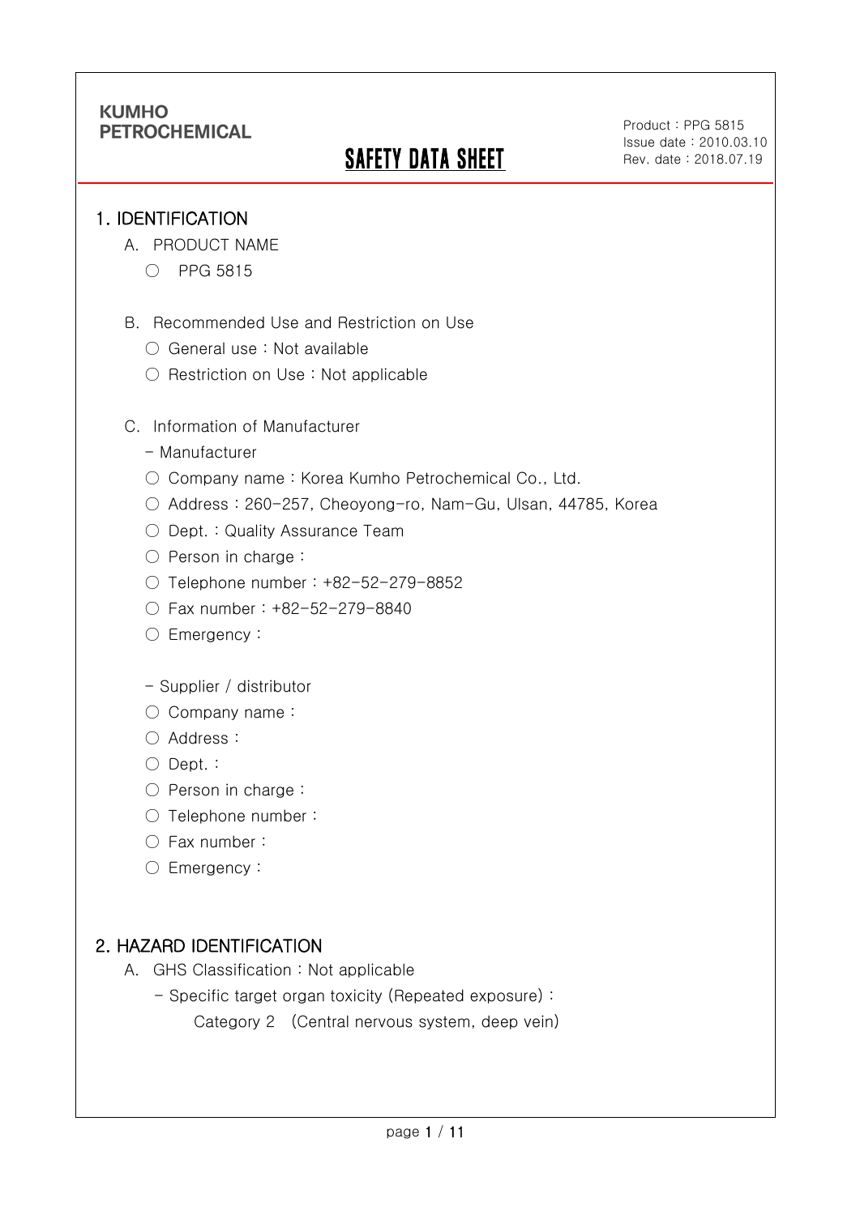KUMHO
PETROCHEMICAL

# SAFETY DATA SHEET

Product : PPG 5815
Issue date : 2010.03.10
Rev. date : 2018.07.19

## 1. IDENTIFICATION

A. PRODUCT NAME

○ PPG 5815

B. Recommended Use and Restriction on Use

○ General use : Not available

○ Restriction on Use : Not applicable

C. Information of Manufacturer

- Manufacturer

○ Company name : Korea Kumho Petrochemical Co., Ltd.

○ Address : 260-257, Cheoyong-ro, Nam-Gu, Ulsan, 44785, Korea

○ Dept. : Quality Assurance Team

○ Person in charge :

○ Telephone number : +82-52-279-8852

○ Fax number : +82-52-279-8840

○ Emergency :

- Supplier / distributor

○ Company name :

○ Address :

○ Dept. :

○ Person in charge :

○ Telephone number :

○ Fax number :

○ Emergency :

## 2. HAZARD IDENTIFICATION

A. GHS Classification : Not applicable

- Specific target organ toxicity (Repeated exposure) :

Category 2 (Central nervous system, deep vein)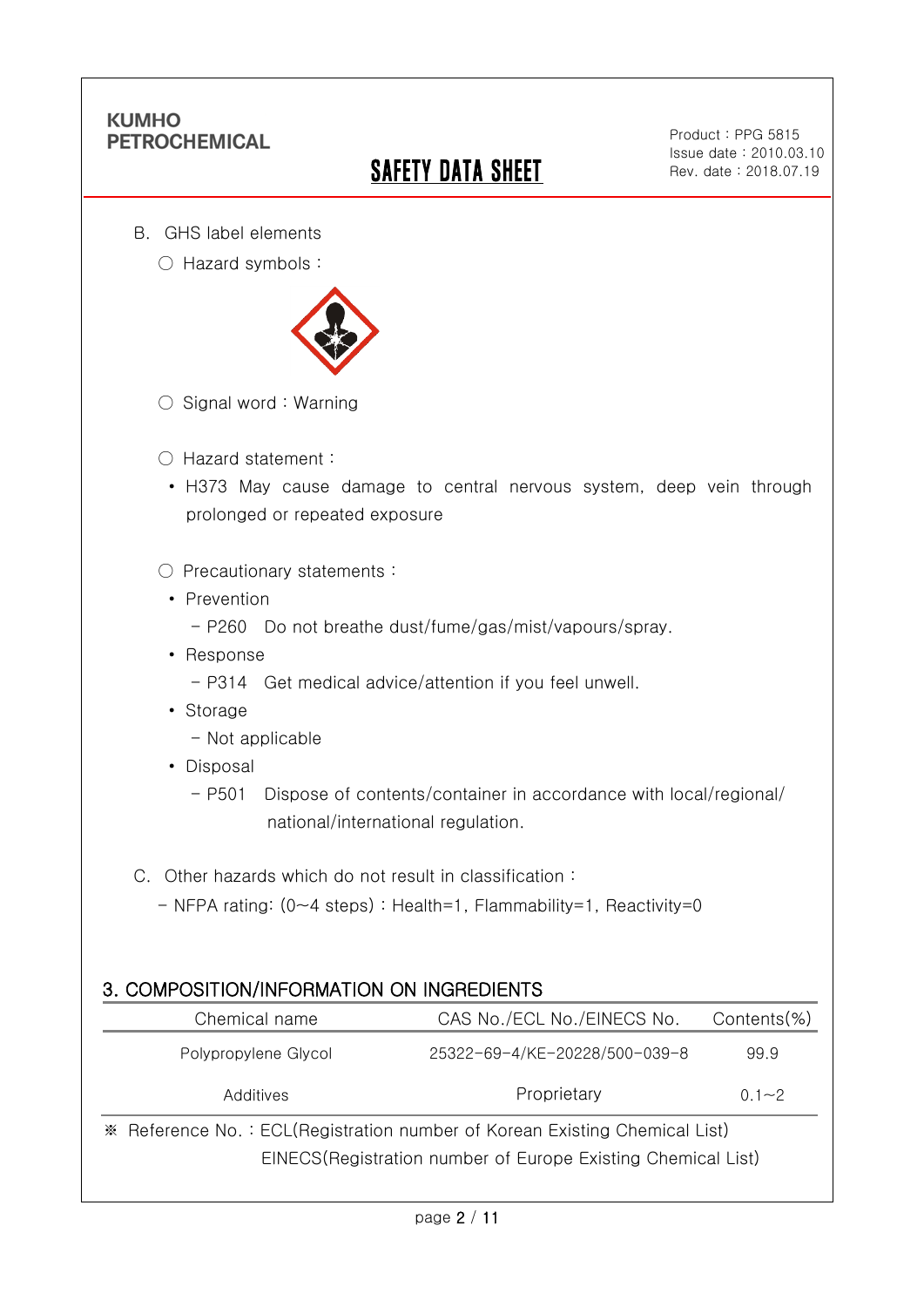B. GHS label elements

○ Hazard symbols :

○ Signal word : Warning

○ Hazard statement :

- H373 May cause damage to central nervous system, deep vein through prolonged or repeated exposure

○ Precautionary statements :

- Prevention
  - P260 Do not breathe dust/fume/gas/mist/vapours/spray.
- Response
  - P314 Get medical advice/attention if you feel unwell.
- Storage
  - Not applicable
- Disposal
  - P501 Dispose of contents/container in accordance with local/regional/national/international regulation.

C. Other hazards which do not result in classification :

- NFPA rating: (0~4 steps) : Health=1, Flammability=1, Reactivity=0

## 3. COMPOSITION/INFORMATION ON INGREDIENTS

| Chemical name | CAS No./ECL No./EINECS No. | Contents(%) |
|---|---|---|
| Polypropylene Glycol | 25322-69-4/KE-20228/500-039-8 | 99.9 |
| Additives | Proprietary | 0.1~2 |

※ Reference No. : ECL(Registration number of Korean Existing Chemical List)
EINECS(Registration number of Europe Existing Chemical List)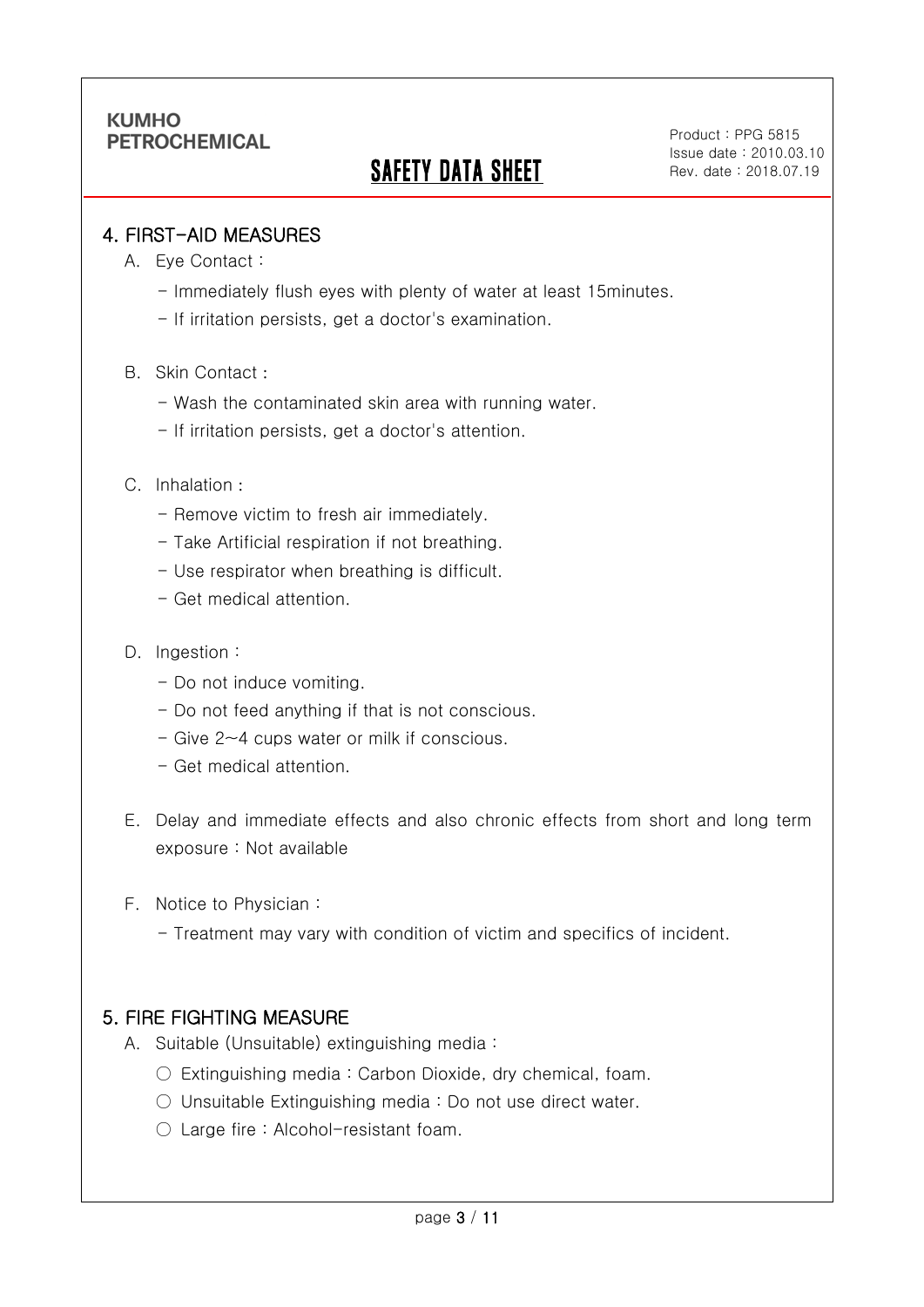## 4. FIRST-AID MEASURES

A. Eye Contact :

- Immediately flush eyes with plenty of water at least 15minutes.
- If irritation persists, get a doctor's examination.

B. Skin Contact :

- Wash the contaminated skin area with running water.
- If irritation persists, get a doctor's attention.

C. Inhalation :

- Remove victim to fresh air immediately.
- Take Artificial respiration if not breathing.
- Use respirator when breathing is difficult.
- Get medical attention.

D. Ingestion :

- Do not induce vomiting.
- Do not feed anything if that is not conscious.
- Give 2~4 cups water or milk if conscious.
- Get medical attention.

E. Delay and immediate effects and also chronic effects from short and long term exposure : Not available

F. Notice to Physician :

- Treatment may vary with condition of victim and specifics of incident.

## 5. FIRE FIGHTING MEASURE

A. Suitable (Unsuitable) extinguishing media :

○ Extinguishing media : Carbon Dioxide, dry chemical, foam.

○ Unsuitable Extinguishing media : Do not use direct water.

○ Large fire : Alcohol-resistant foam.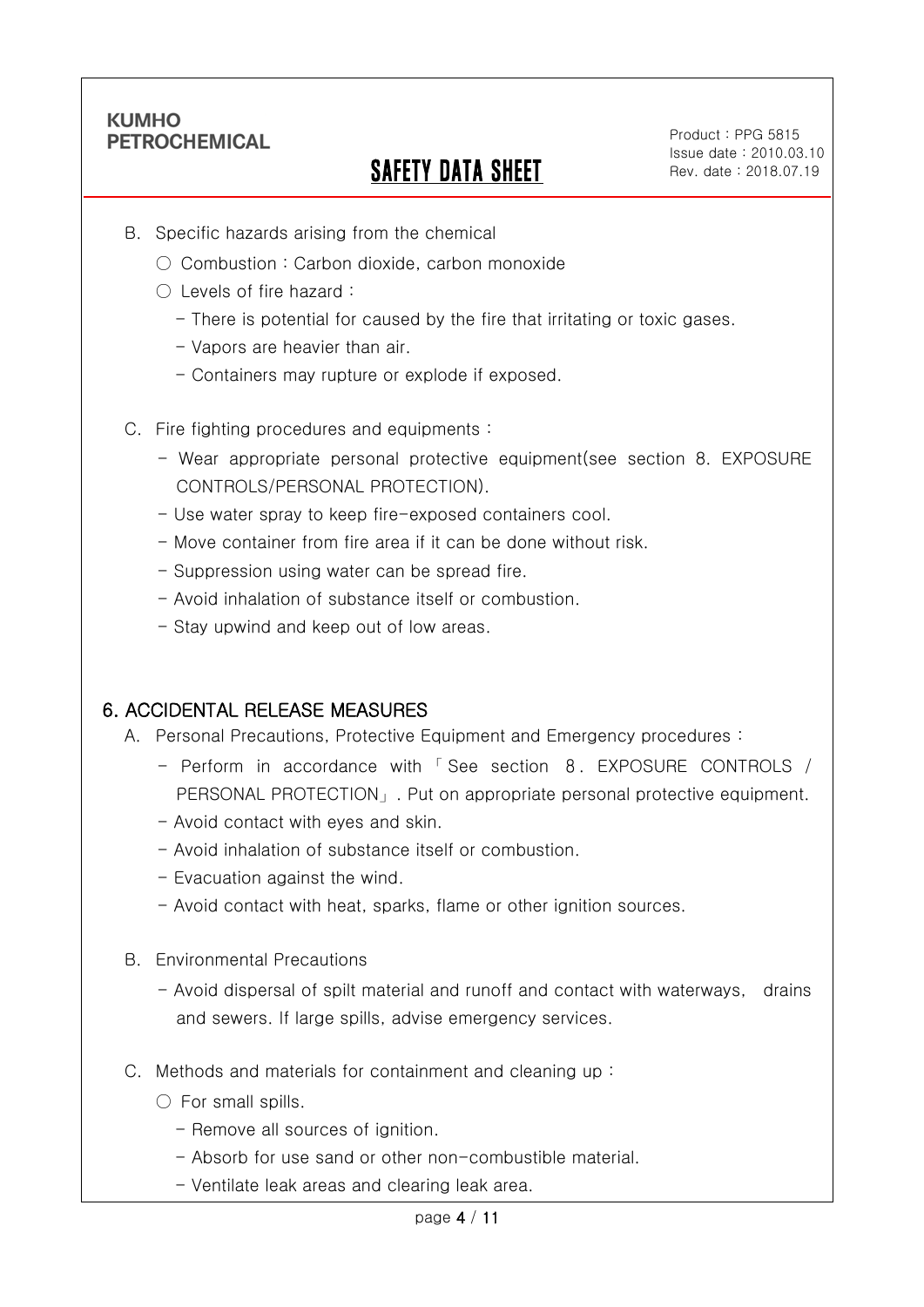B. Specific hazards arising from the chemical

○ Combustion : Carbon dioxide, carbon monoxide

○ Levels of fire hazard :

- There is potential for caused by the fire that irritating or toxic gases.
- Vapors are heavier than air.
- Containers may rupture or explode if exposed.

C. Fire fighting procedures and equipments :

- Wear appropriate personal protective equipment(see section 8. EXPOSURE CONTROLS/PERSONAL PROTECTION).
- Use water spray to keep fire-exposed containers cool.
- Move container from fire area if it can be done without risk.
- Suppression using water can be spread fire.
- Avoid inhalation of substance itself or combustion.
- Stay upwind and keep out of low areas.

## 6. ACCIDENTAL RELEASE MEASURES

A. Personal Precautions, Protective Equipment and Emergency procedures :

- Perform in accordance with 「See section 8. EXPOSURE CONTROLS / PERSONAL PROTECTION」. Put on appropriate personal protective equipment.
- Avoid contact with eyes and skin.
- Avoid inhalation of substance itself or combustion.
- Evacuation against the wind.
- Avoid contact with heat, sparks, flame or other ignition sources.

B. Environmental Precautions

- Avoid dispersal of spilt material and runoff and contact with waterways, drains and sewers. If large spills, advise emergency services.

C. Methods and materials for containment and cleaning up :

○ For small spills.

- Remove all sources of ignition.
- Absorb for use sand or other non-combustible material.
- Ventilate leak areas and clearing leak area.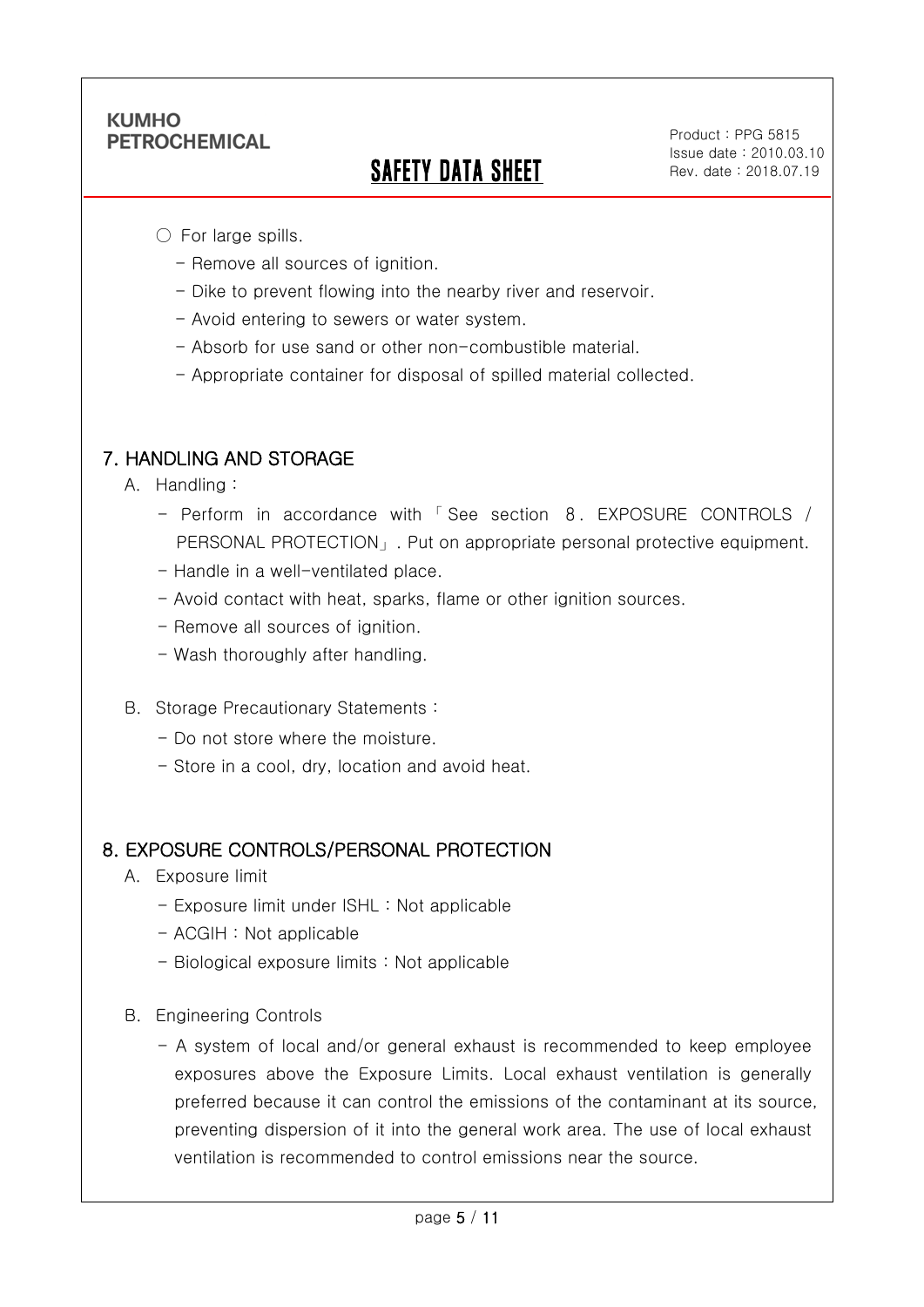○ For large spills.

- Remove all sources of ignition.
- Dike to prevent flowing into the nearby river and reservoir.
- Avoid entering to sewers or water system.
- Absorb for use sand or other non-combustible material.
- Appropriate container for disposal of spilled material collected.

## 7. HANDLING AND STORAGE

A. Handling :

- Perform in accordance with 「See section 8. EXPOSURE CONTROLS / PERSONAL PROTECTION」. Put on appropriate personal protective equipment.
- Handle in a well-ventilated place.
- Avoid contact with heat, sparks, flame or other ignition sources.
- Remove all sources of ignition.
- Wash thoroughly after handling.

B. Storage Precautionary Statements :

- Do not store where the moisture.
- Store in a cool, dry, location and avoid heat.

## 8. EXPOSURE CONTROLS/PERSONAL PROTECTION

A. Exposure limit

- Exposure limit under ISHL : Not applicable
- ACGIH : Not applicable
- Biological exposure limits : Not applicable

B. Engineering Controls

- A system of local and/or general exhaust is recommended to keep employee exposures above the Exposure Limits. Local exhaust ventilation is generally preferred because it can control the emissions of the contaminant at its source, preventing dispersion of it into the general work area. The use of local exhaust ventilation is recommended to control emissions near the source.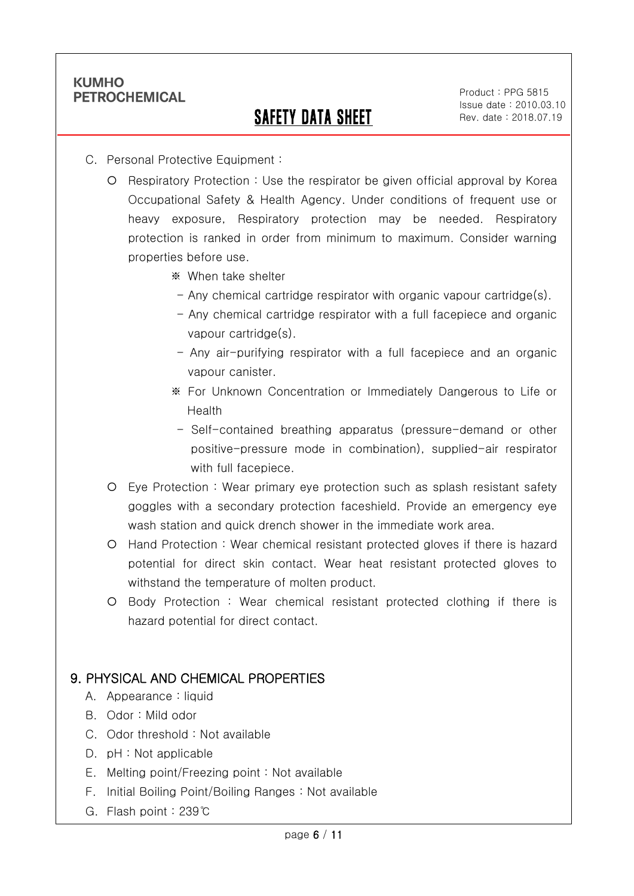C. Personal Protective Equipment :

- Respiratory Protection : Use the respirator be given official approval by Korea Occupational Safety & Health Agency. Under conditions of frequent use or heavy exposure, Respiratory protection may be needed. Respiratory protection is ranked in order from minimum to maximum. Consider warning properties before use.

  ※ When take shelter

  - Any chemical cartridge respirator with organic vapour cartridge(s).
  - Any chemical cartridge respirator with a full facepiece and organic vapour cartridge(s).
  - Any air-purifying respirator with a full facepiece and an organic vapour canister.

  ※ For Unknown Concentration or Immediately Dangerous to Life or Health

  - Self-contained breathing apparatus (pressure-demand or other positive-pressure mode in combination), supplied-air respirator with full facepiece.

- Eye Protection : Wear primary eye protection such as splash resistant safety goggles with a secondary protection faceshield. Provide an emergency eye wash station and quick drench shower in the immediate work area.
- Hand Protection : Wear chemical resistant protected gloves if there is hazard potential for direct skin contact. Wear heat resistant protected gloves to withstand the temperature of molten product.
- Body Protection : Wear chemical resistant protected clothing if there is hazard potential for direct contact.

## 9. PHYSICAL AND CHEMICAL PROPERTIES

A. Appearance : liquid

B. Odor : Mild odor

C. Odor threshold : Not available

D. pH : Not applicable

E. Melting point/Freezing point : Not available

F. Initial Boiling Point/Boiling Ranges : Not available

G. Flash point : 239℃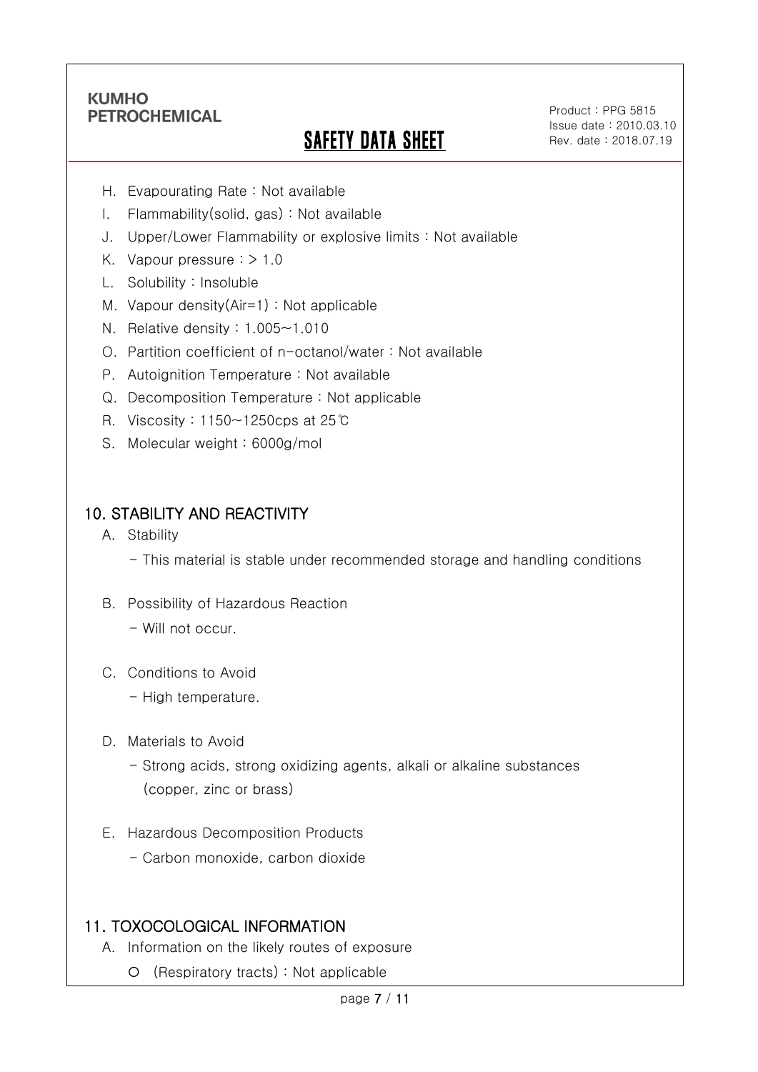H. Evapourating Rate : Not available
I. Flammability(solid, gas) : Not available
J. Upper/Lower Flammability or explosive limits : Not available
K. Vapour pressure : > 1.0
L. Solubility : Insoluble
M. Vapour density(Air=1) : Not applicable
N. Relative density : 1.005~1.010
O. Partition coefficient of n-octanol/water : Not available
P. Autoignition Temperature : Not available
Q. Decomposition Temperature : Not applicable
R. Viscosity : 1150~1250cps at 25℃
S. Molecular weight : 6000g/mol

## 10. STABILITY AND REACTIVITY

A. Stability
- This material is stable under recommended storage and handling conditions

B. Possibility of Hazardous Reaction
- Will not occur.

C. Conditions to Avoid
- High temperature.

D. Materials to Avoid
- Strong acids, strong oxidizing agents, alkali or alkaline substances (copper, zinc or brass)

E. Hazardous Decomposition Products
- Carbon monoxide, carbon dioxide

## 11. TOXOCOLOGICAL INFORMATION

A. Information on the likely routes of exposure
- ○ (Respiratory tracts) : Not applicable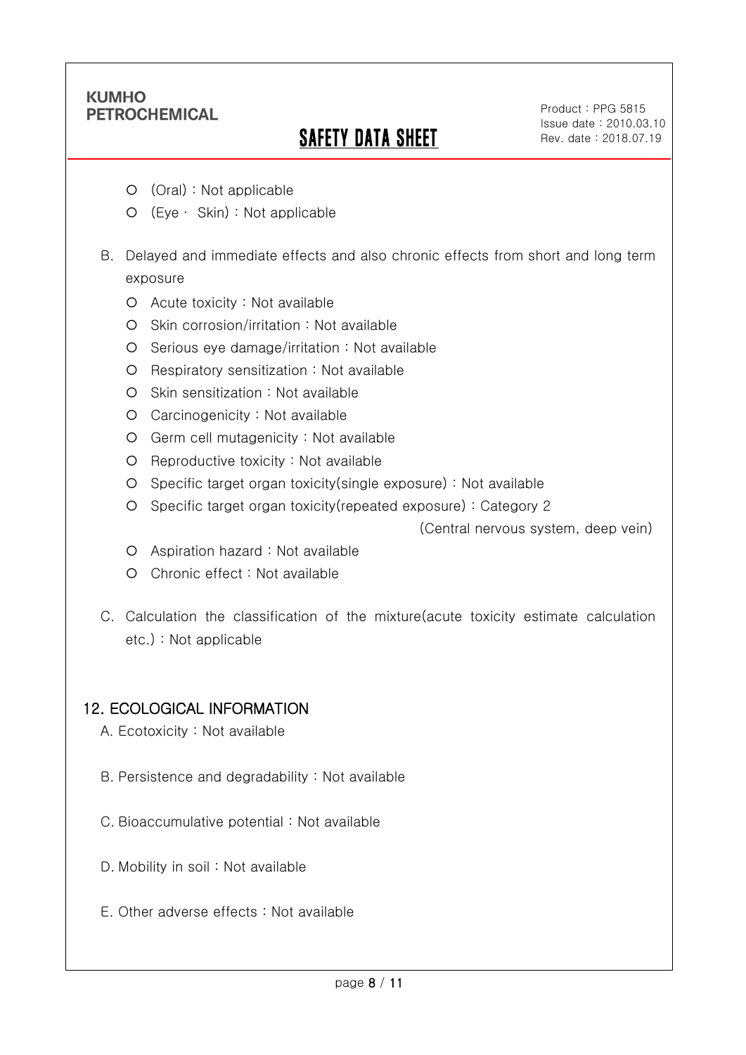- (Oral) : Not applicable
- (Eye · Skin) : Not applicable

B. Delayed and immediate effects and also chronic effects from short and long term exposure

- Acute toxicity : Not available
- Skin corrosion/irritation : Not available
- Serious eye damage/irritation : Not available
- Respiratory sensitization : Not available
- Skin sensitization : Not available
- Carcinogenicity : Not available
- Germ cell mutagenicity : Not available
- Reproductive toxicity : Not available
- Specific target organ toxicity(single exposure) : Not available
- Specific target organ toxicity(repeated exposure) : Category 2 (Central nervous system, deep vein)
- Aspiration hazard : Not available
- Chronic effect : Not available

C. Calculation the classification of the mixture(acute toxicity estimate calculation etc.) : Not applicable

## 12. ECOLOGICAL INFORMATION

A. Ecotoxicity : Not available

B. Persistence and degradability : Not available

C. Bioaccumulative potential : Not available

D. Mobility in soil : Not available

E. Other adverse effects : Not available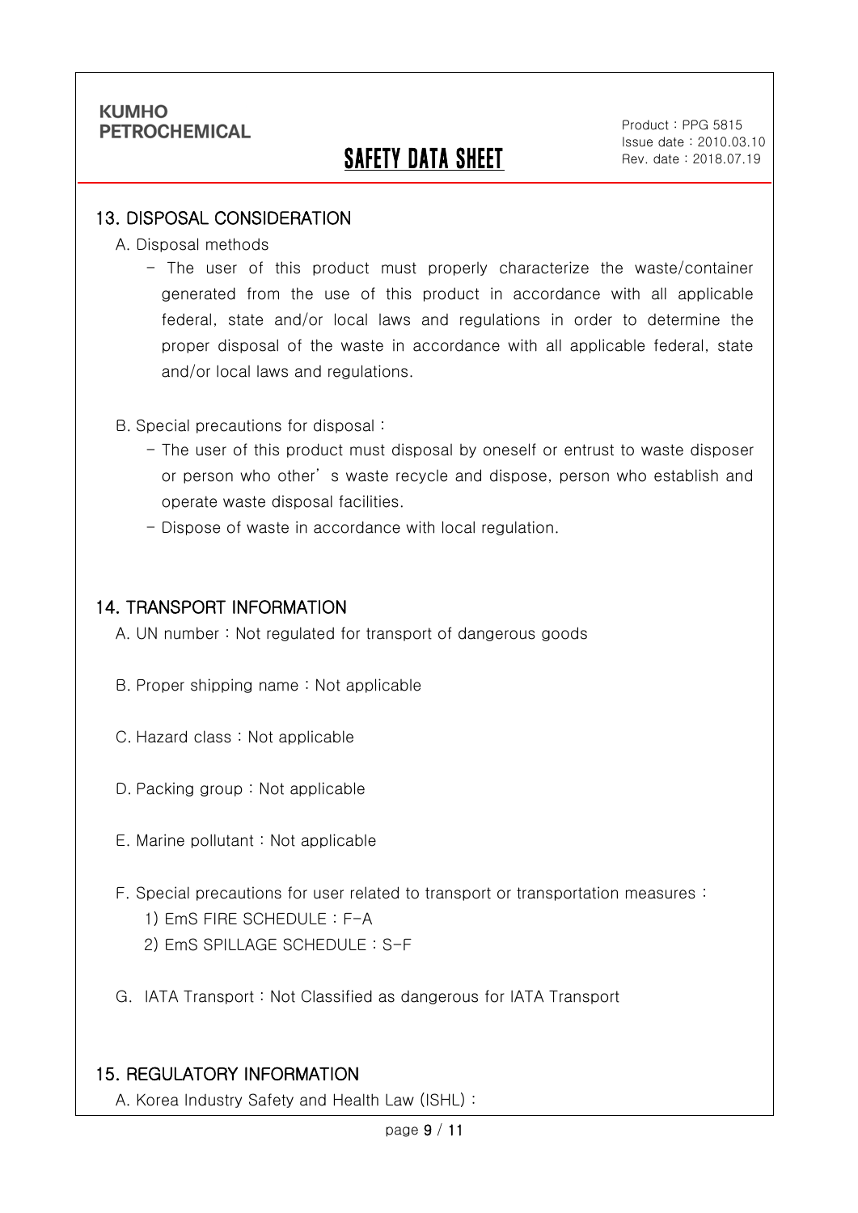## 13. DISPOSAL CONSIDERATION

A. Disposal methods

- The user of this product must properly characterize the waste/container generated from the use of this product in accordance with all applicable federal, state and/or local laws and regulations in order to determine the proper disposal of the waste in accordance with all applicable federal, state and/or local laws and regulations.

B. Special precautions for disposal :

- The user of this product must disposal by oneself or entrust to waste disposer or person who other’s waste recycle and dispose, person who establish and operate waste disposal facilities.
- Dispose of waste in accordance with local regulation.

## 14. TRANSPORT INFORMATION

A. UN number : Not regulated for transport of dangerous goods

B. Proper shipping name : Not applicable

C. Hazard class : Not applicable

D. Packing group : Not applicable

E. Marine pollutant : Not applicable

F. Special precautions for user related to transport or transportation measures :

1) EmS FIRE SCHEDULE : F-A
2) EmS SPILLAGE SCHEDULE : S-F

G. IATA Transport : Not Classified as dangerous for IATA Transport

## 15. REGULATORY INFORMATION

A. Korea Industry Safety and Health Law (ISHL) :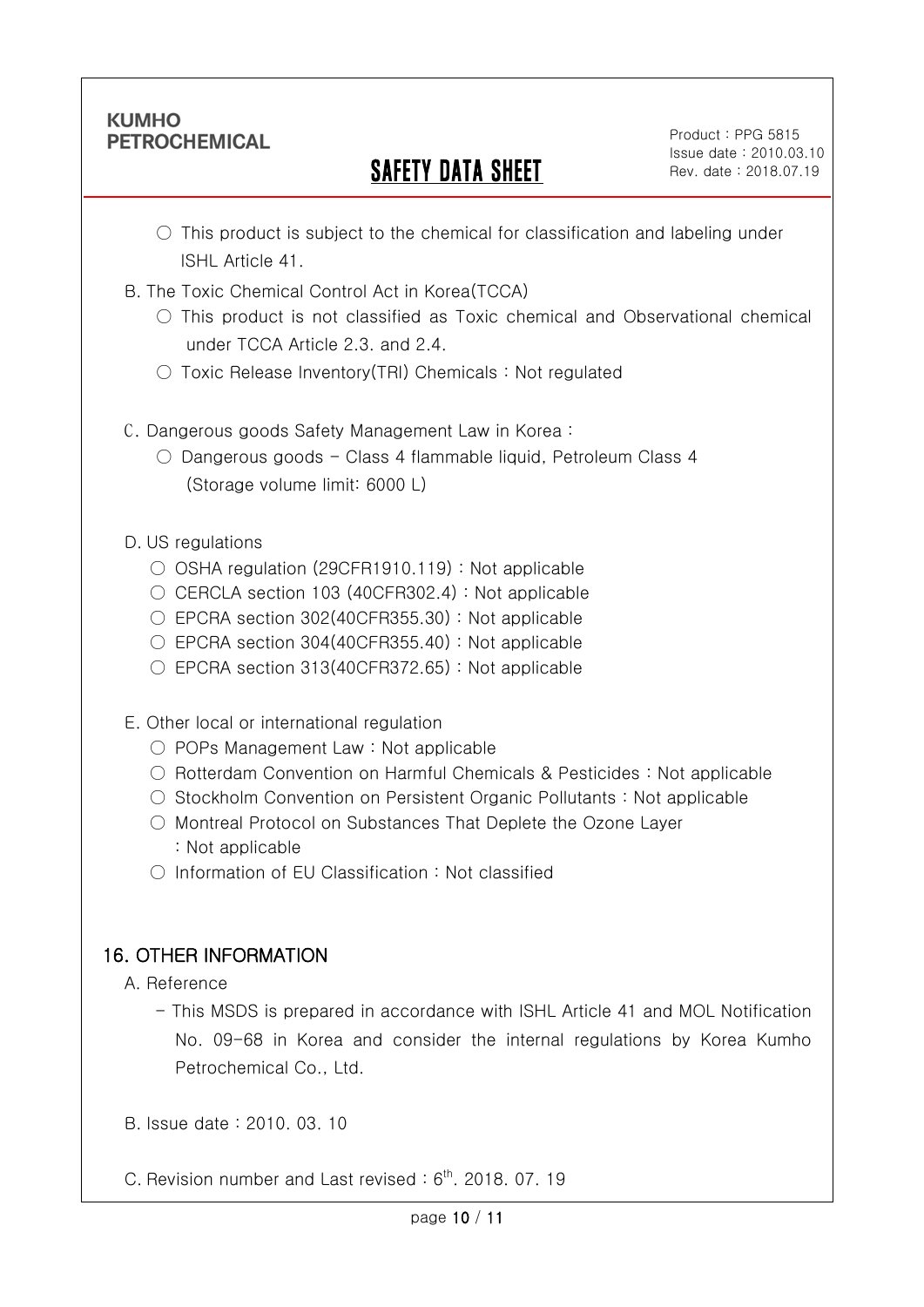- ○ This product is subject to the chemical for classification and labeling under ISHL Article 41.

B. The Toxic Chemical Control Act in Korea(TCCA)

- ○ This product is not classified as Toxic chemical and Observational chemical under TCCA Article 2.3. and 2.4.
- ○ Toxic Release Inventory(TRI) Chemicals : Not regulated

C. Dangerous goods Safety Management Law in Korea :

- ○ Dangerous goods – Class 4 flammable liquid, Petroleum Class 4 (Storage volume limit: 6000 L)

D. US regulations

- ○ OSHA regulation (29CFR1910.119) : Not applicable
- ○ CERCLA section 103 (40CFR302.4) : Not applicable
- ○ EPCRA section 302(40CFR355.30) : Not applicable
- ○ EPCRA section 304(40CFR355.40) : Not applicable
- ○ EPCRA section 313(40CFR372.65) : Not applicable

E. Other local or international regulation

- ○ POPs Management Law : Not applicable
- ○ Rotterdam Convention on Harmful Chemicals & Pesticides : Not applicable
- ○ Stockholm Convention on Persistent Organic Pollutants : Not applicable
- ○ Montreal Protocol on Substances That Deplete the Ozone Layer : Not applicable
- ○ Information of EU Classification : Not classified

## 16. OTHER INFORMATION

A. Reference

- This MSDS is prepared in accordance with ISHL Article 41 and MOL Notification No. 09-68 in Korea and consider the internal regulations by Korea Kumho Petrochemical Co., Ltd.

B. Issue date : 2010. 03. 10

C. Revision number and Last revised : 6th. 2018. 07. 19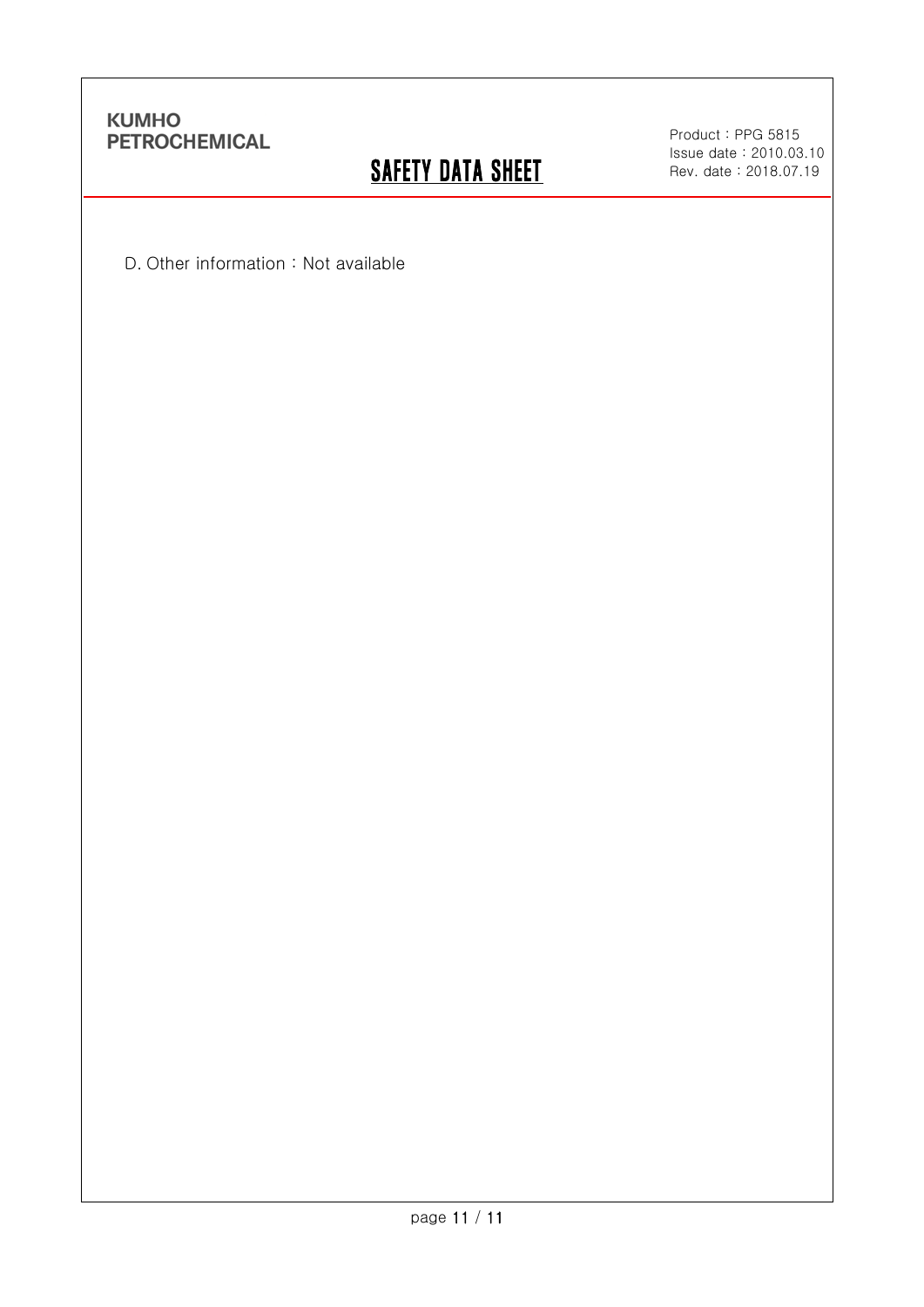D. Other information : Not available